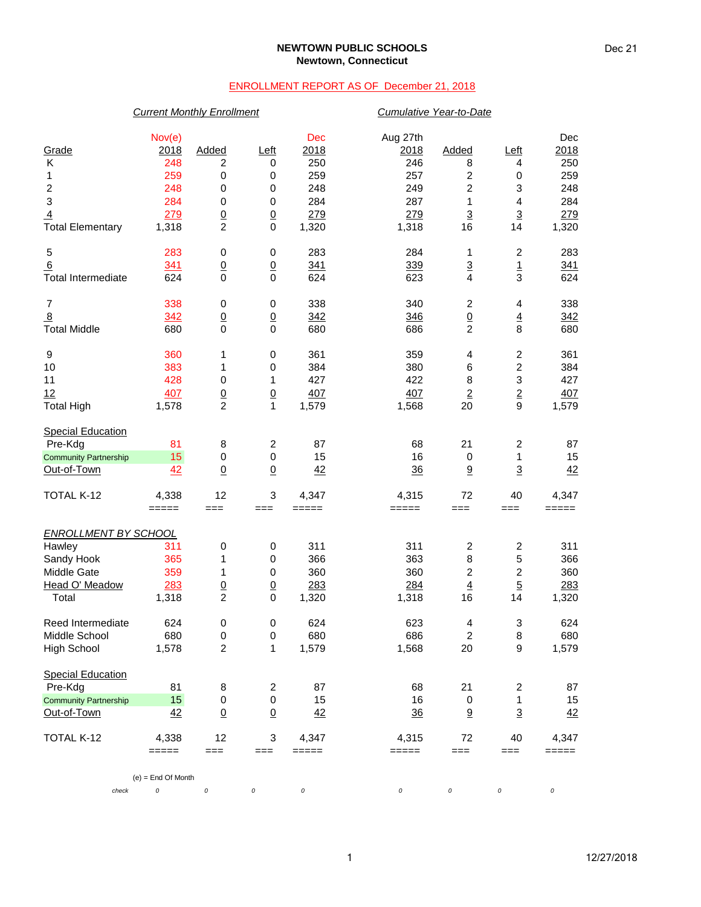**NEWTOWN PUBLIC SCHOOLS**
**Newtown, Connecticut**

ENROLLMENT REPORT AS OF December 21, 2018

| | *Current Monthly Enrollment* | | | | *Cumulative Year-to-Date* | | | |
|---|---|---|---|---|---|---|---|---|
| Grade | Nov(e) 2018 | Added | Left | Dec 2018 | Aug 27th 2018 | Added | Left | Dec 2018 |
| K | 248 | 2 | 0 | 250 | 246 | 8 | 4 | 250 |
| 1 | 259 | 0 | 0 | 259 | 257 | 2 | 0 | 259 |
| 2 | 248 | 0 | 0 | 248 | 249 | 2 | 3 | 248 |
| 3 | 284 | 0 | 0 | 284 | 287 | 1 | 4 | 284 |
| 4 | 279 | 0 | 0 | 279 | 279 | 3 | 3 | 279 |
| Total Elementary | 1,318 | 2 | 0 | 1,320 | 1,318 | 16 | 14 | 1,320 |
| 5 | 283 | 0 | 0 | 283 | 284 | 1 | 2 | 283 |
| 6 | 341 | 0 | 0 | 341 | 339 | 3 | 1 | 341 |
| Total Intermediate | 624 | 0 | 0 | 624 | 623 | 4 | 3 | 624 |
| 7 | 338 | 0 | 0 | 338 | 340 | 2 | 4 | 338 |
| 8 | 342 | 0 | 0 | 342 | 346 | 0 | 4 | 342 |
| Total Middle | 680 | 0 | 0 | 680 | 686 | 2 | 8 | 680 |
| 9 | 360 | 1 | 0 | 361 | 359 | 4 | 2 | 361 |
| 10 | 383 | 1 | 0 | 384 | 380 | 6 | 2 | 384 |
| 11 | 428 | 0 | 1 | 427 | 422 | 8 | 3 | 427 |
| 12 | 407 | 0 | 0 | 407 | 407 | 2 | 2 | 407 |
| Total High | 1,578 | 2 | 1 | 1,579 | 1,568 | 20 | 9 | 1,579 |
| Special Education | | | | | | | | |
| Pre-Kdg | 81 | 8 | 2 | 87 | 68 | 21 | 2 | 87 |
| Community Partnership | 15 | 0 | 0 | 15 | 16 | 0 | 1 | 15 |
| Out-of-Town | 42 | 0 | 0 | 42 | 36 | 9 | 3 | 42 |
| TOTAL K-12 | 4,338 | 12 | 3 | 4,347 | 4,315 | 72 | 40 | 4,347 |

| *ENROLLMENT BY SCHOOL* | Nov(e) 2018 | Added | Left | Dec 2018 | Aug 27th 2018 | Added | Left | Dec 2018 |
|---|---|---|---|---|---|---|---|---|
| Hawley | 311 | 0 | 0 | 311 | 311 | 2 | 2 | 311 |
| Sandy Hook | 365 | 1 | 0 | 366 | 363 | 8 | 5 | 366 |
| Middle Gate | 359 | 1 | 0 | 360 | 360 | 2 | 2 | 360 |
| Head O' Meadow | 283 | 0 | 0 | 283 | 284 | 4 | 5 | 283 |
| Total | 1,318 | 2 | 0 | 1,320 | 1,318 | 16 | 14 | 1,320 |
| Reed Intermediate | 624 | 0 | 0 | 624 | 623 | 4 | 3 | 624 |
| Middle School | 680 | 0 | 0 | 680 | 686 | 2 | 8 | 680 |
| High School | 1,578 | 2 | 1 | 1,579 | 1,568 | 20 | 9 | 1,579 |
| Special Education | | | | | | | | |
| Pre-Kdg | 81 | 8 | 2 | 87 | 68 | 21 | 2 | 87 |
| Community Partnership | 15 | 0 | 0 | 15 | 16 | 0 | 1 | 15 |
| Out-of-Town | 42 | 0 | 0 | 42 | 36 | 9 | 3 | 42 |
| TOTAL K-12 | 4,338 | 12 | 3 | 4,347 | 4,315 | 72 | 40 | 4,347 |
| *check* | 0 | 0 | 0 | 0 | 0 | 0 | 0 | 0 |

(e) = End Of Month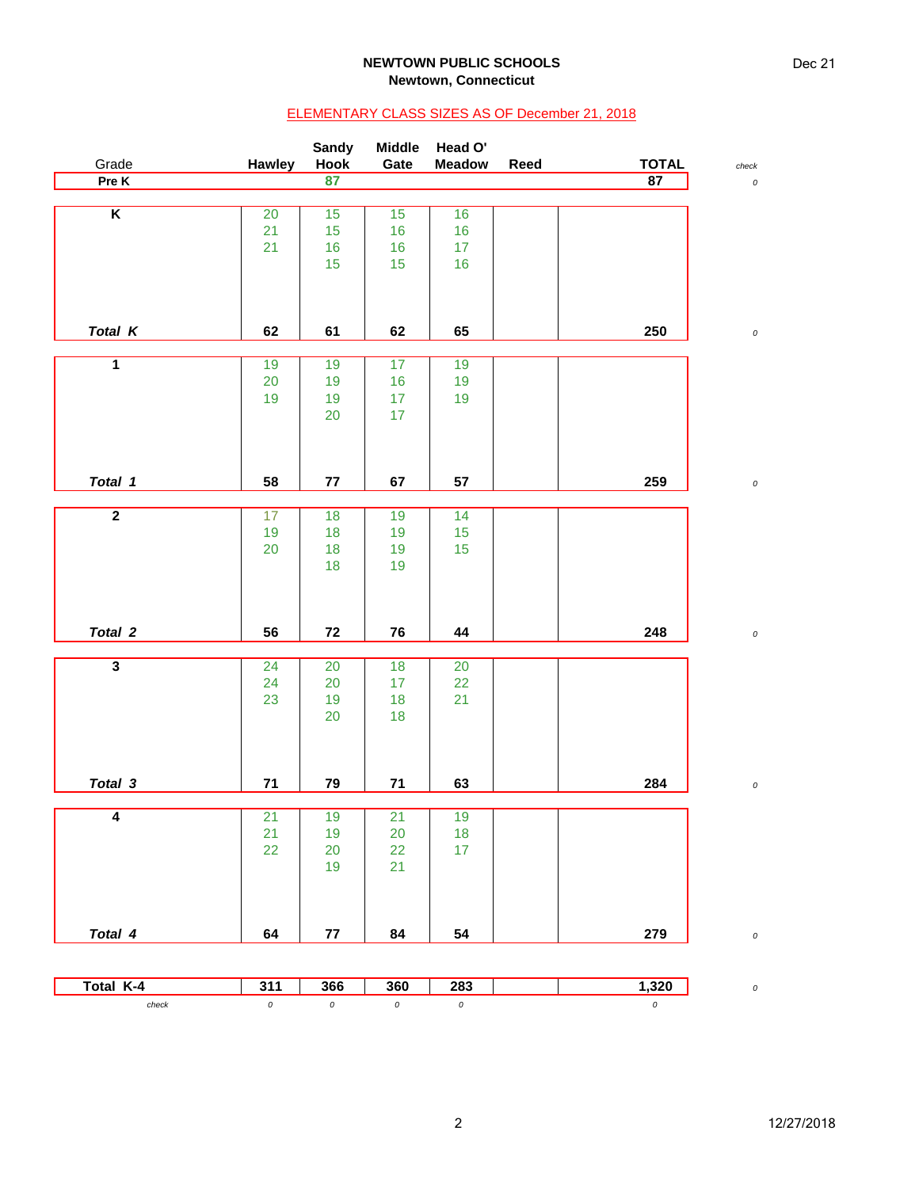**NEWTOWN PUBLIC SCHOOLS**
**Newtown, Connecticut**

ELEMENTARY CLASS SIZES AS OF December 21, 2018

| Grade | Hawley | Sandy Hook | Middle Gate | Head O' Meadow | Reed | TOTAL | check |
|---|---|---|---|---|---|---|---|
| **Pre K** | | 87 | | | | **87** | 0 |
| **K** | 20 | 15 | 15 | 16 | | | |
| | 21 | 15 | 16 | 16 | | | |
| | 21 | 16 | 16 | 17 | | | |
| | | 15 | 15 | 16 | | | |
| ***Total K*** | **62** | **61** | **62** | **65** | | **250** | 0 |
| **1** | 19 | 19 | 17 | 19 | | | |
| | 20 | 19 | 16 | 19 | | | |
| | 19 | 19 | 17 | 19 | | | |
| | | 20 | 17 | | | | |
| ***Total 1*** | **58** | **77** | **67** | **57** | | **259** | 0 |
| **2** | 17 | 18 | 19 | 14 | | | |
| | 19 | 18 | 19 | 15 | | | |
| | 20 | 18 | 19 | 15 | | | |
| | | 18 | 19 | | | | |
| ***Total 2*** | **56** | **72** | **76** | **44** | | **248** | 0 |
| **3** | 24 | 20 | 18 | 20 | | | |
| | 24 | 20 | 17 | 22 | | | |
| | 23 | 19 | 18 | 21 | | | |
| | | 20 | 18 | | | | |
| ***Total 3*** | **71** | **79** | **71** | **63** | | **284** | 0 |
| **4** | 21 | 19 | 21 | 19 | | | |
| | 21 | 19 | 20 | 18 | | | |
| | 22 | 20 | 22 | 17 | | | |
| | | 19 | 21 | | | | |
| ***Total 4*** | **64** | **77** | **84** | **54** | | **279** | 0 |
| **Total K-4** | **311** | **366** | **360** | **283** | | **1,320** | 0 |
| *check* | *0* | *0* | *0* | *0* | | *0* | |